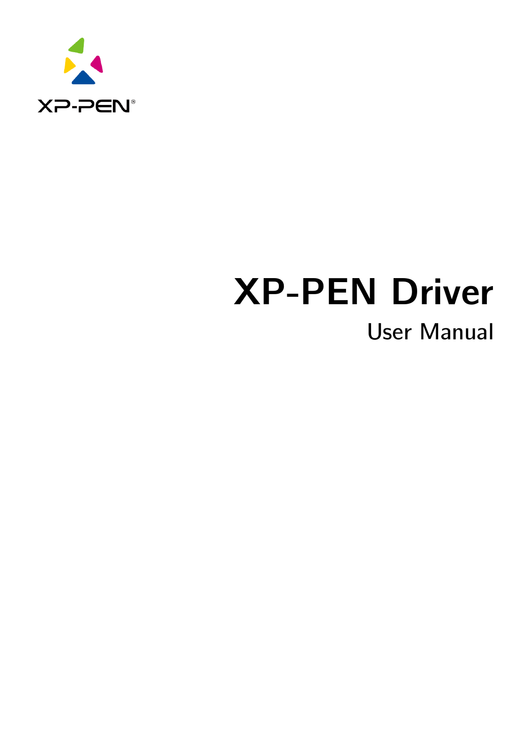# XP-PEN Driver

## User Manual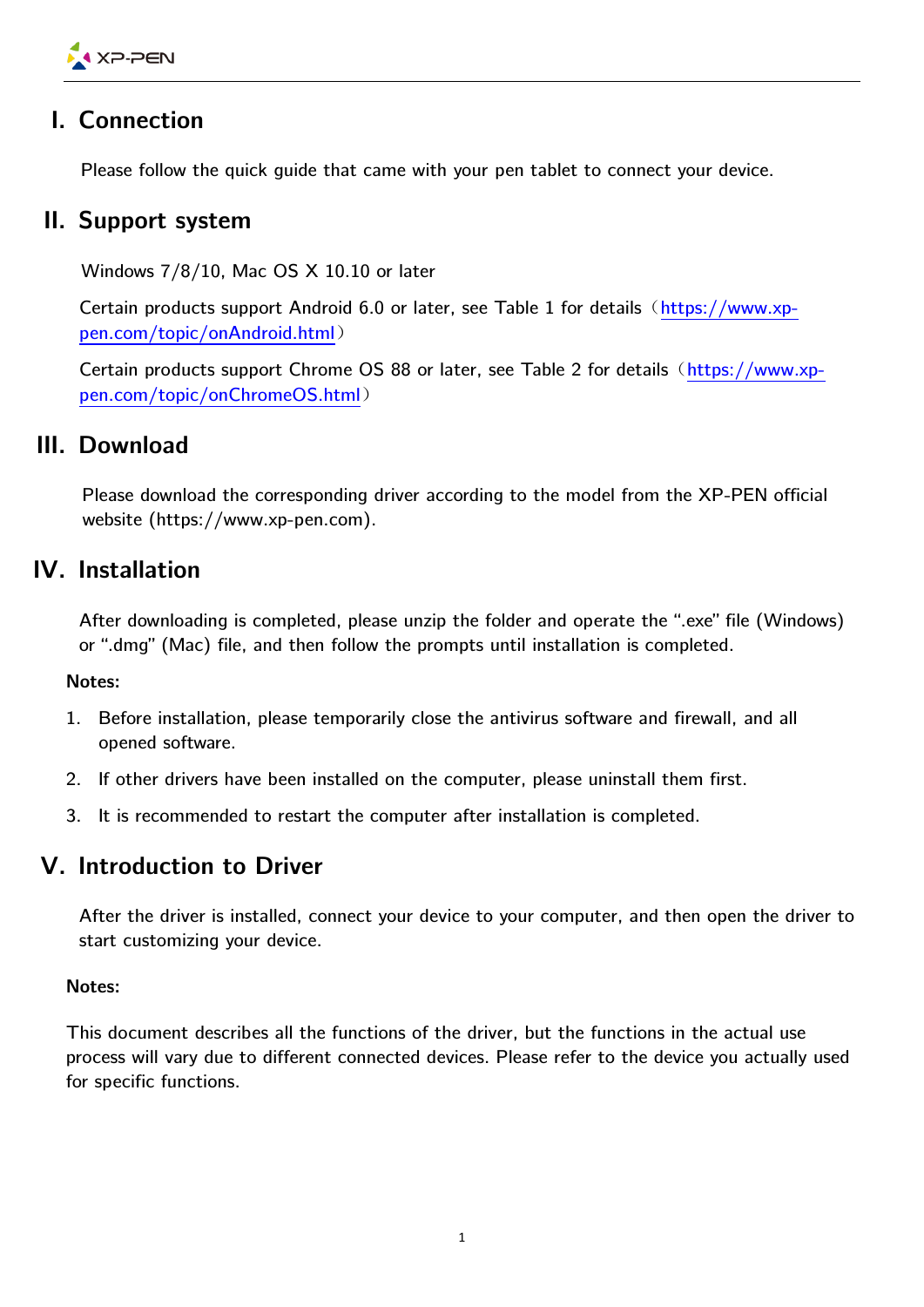## I. Connection

Please follow the quick guide that came with your pen tablet to connect your device.

## II. Support system

Windows 7/8/10, Mac OS X 10.10 or later

Certain products support Android 6.0 or later, see Table 1 for details（https://www.xp-pen.com/topic/onAndroid.html）

Certain products support Chrome OS 88 or later, see Table 2 for details（https://www.xp-pen.com/topic/onChromeOS.html）

## III. Download

Please download the corresponding driver according to the model from the XP-PEN official website (https://www.xp-pen.com).

## IV. Installation

After downloading is completed, please unzip the folder and operate the ".exe" file (Windows) or ".dmg" (Mac) file, and then follow the prompts until installation is completed.

**Notes:**

1. Before installation, please temporarily close the antivirus software and firewall, and all opened software.
2. If other drivers have been installed on the computer, please uninstall them first.
3. It is recommended to restart the computer after installation is completed.

## V. Introduction to Driver

After the driver is installed, connect your device to your computer, and then open the driver to start customizing your device.

**Notes:**

This document describes all the functions of the driver, but the functions in the actual use process will vary due to different connected devices. Please refer to the device you actually used for specific functions.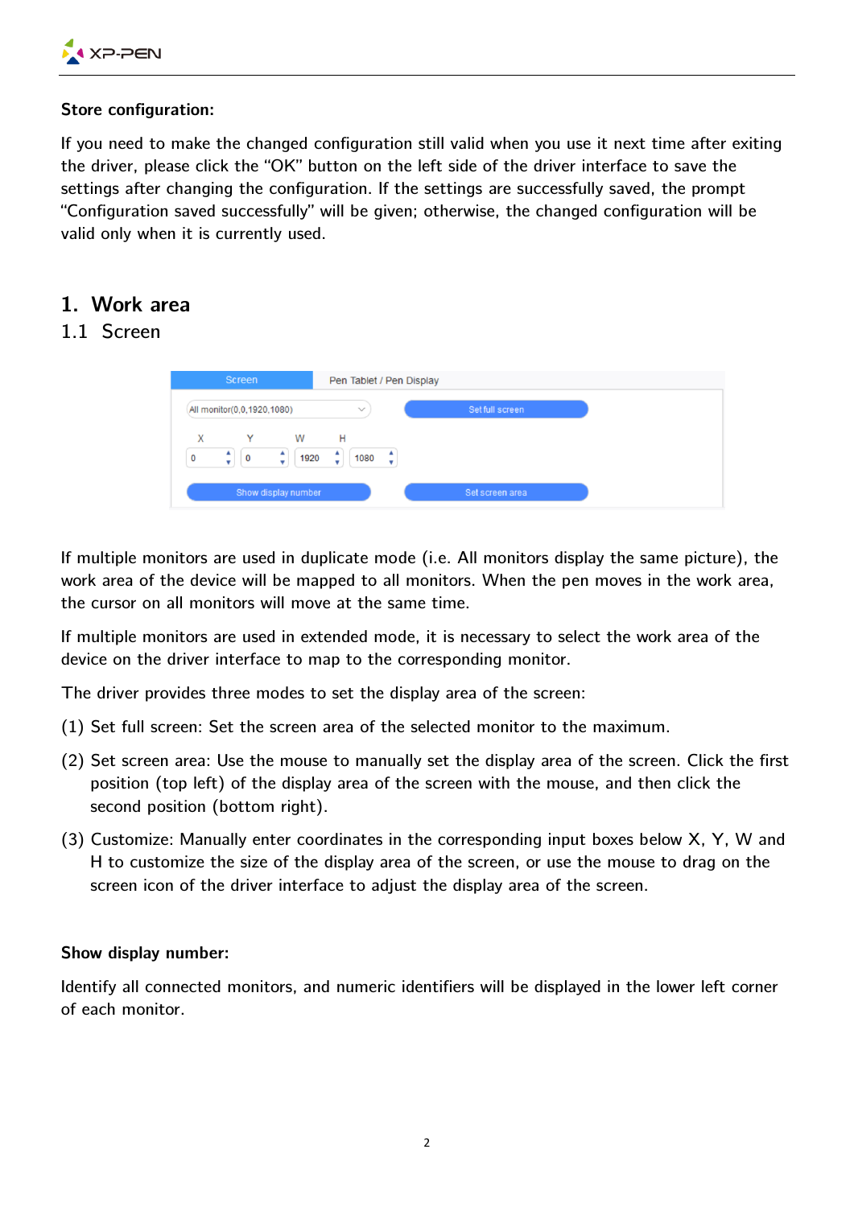**Store configuration:**

If you need to make the changed configuration still valid when you use it next time after exiting the driver, please click the "OK" button on the left side of the driver interface to save the settings after changing the configuration. If the settings are successfully saved, the prompt "Configuration saved successfully" will be given; otherwise, the changed configuration will be valid only when it is currently used.

# 1. Work area

## 1.1 Screen

If multiple monitors are used in duplicate mode (i.e. All monitors display the same picture), the work area of the device will be mapped to all monitors. When the pen moves in the work area, the cursor on all monitors will move at the same time.

If multiple monitors are used in extended mode, it is necessary to select the work area of the device on the driver interface to map to the corresponding monitor.

The driver provides three modes to set the display area of the screen:

(1) Set full screen: Set the screen area of the selected monitor to the maximum.

(2) Set screen area: Use the mouse to manually set the display area of the screen. Click the first position (top left) of the display area of the screen with the mouse, and then click the second position (bottom right).

(3) Customize: Manually enter coordinates in the corresponding input boxes below X, Y, W and H to customize the size of the display area of the screen, or use the mouse to drag on the screen icon of the driver interface to adjust the display area of the screen.

**Show display number:**

Identify all connected monitors, and numeric identifiers will be displayed in the lower left corner of each monitor.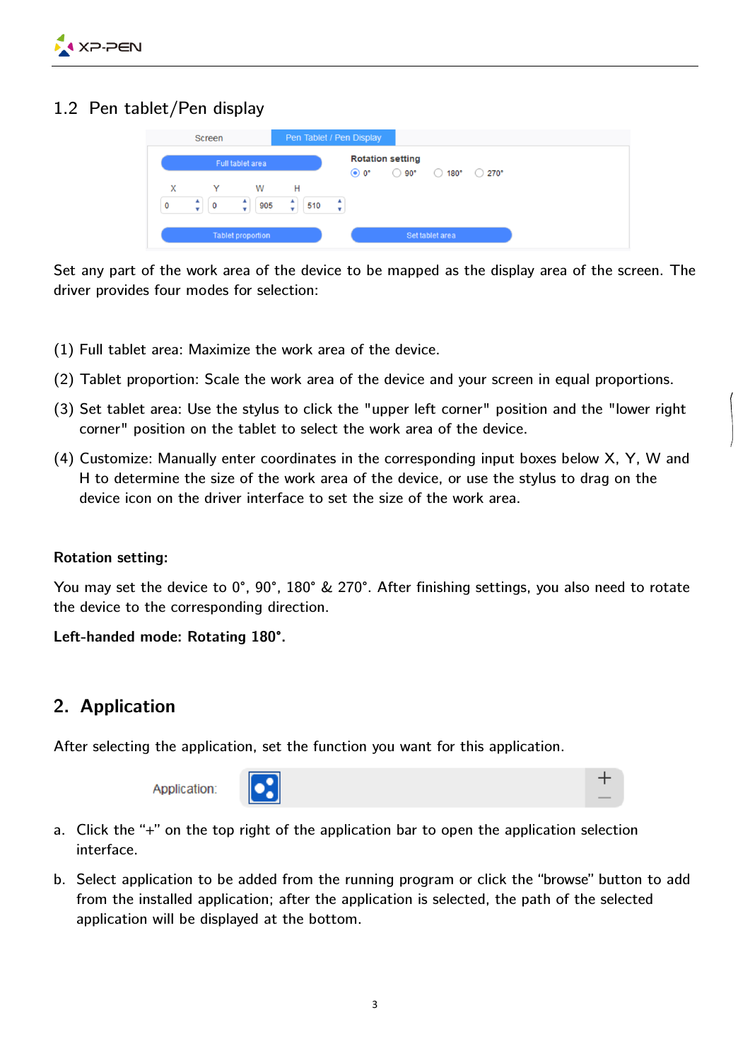## 1.2 Pen tablet/Pen display

Set any part of the work area of the device to be mapped as the display area of the screen. The driver provides four modes for selection:

(1) Full tablet area: Maximize the work area of the device.

(2) Tablet proportion: Scale the work area of the device and your screen in equal proportions.

(3) Set tablet area: Use the stylus to click the "upper left corner" position and the "lower right corner" position on the tablet to select the work area of the device.

(4) Customize: Manually enter coordinates in the corresponding input boxes below X, Y, W and H to determine the size of the work area of the device, or use the stylus to drag on the device icon on the driver interface to set the size of the work area.

**Rotation setting:**

You may set the device to 0°, 90°, 180° & 270°. After finishing settings, you also need to rotate the device to the corresponding direction.

**Left-handed mode: Rotating 180°.**

## 2. Application

After selecting the application, set the function you want for this application.

a. Click the "+" on the top right of the application bar to open the application selection interface.

b. Select application to be added from the running program or click the "browse" button to add from the installed application; after the application is selected, the path of the selected application will be displayed at the bottom.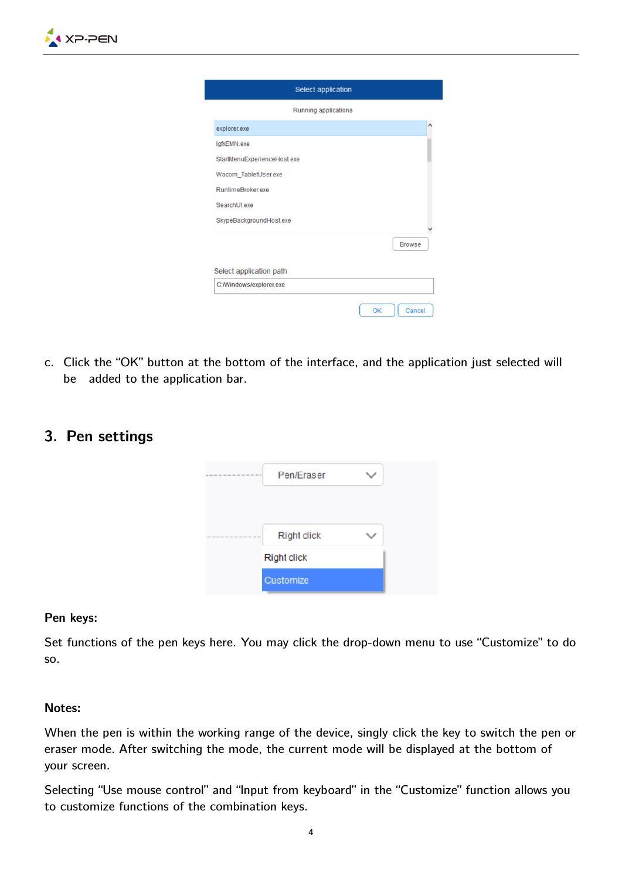c. Click the “OK” button at the bottom of the interface, and the application just selected will be added to the application bar.

## 3. Pen settings

**Pen keys:**

Set functions of the pen keys here. You may click the drop-down menu to use “Customize” to do so.

**Notes:**

When the pen is within the working range of the device, singly click the key to switch the pen or eraser mode. After switching the mode, the current mode will be displayed at the bottom of your screen.

Selecting “Use mouse control” and “Input from keyboard” in the “Customize” function allows you to customize functions of the combination keys.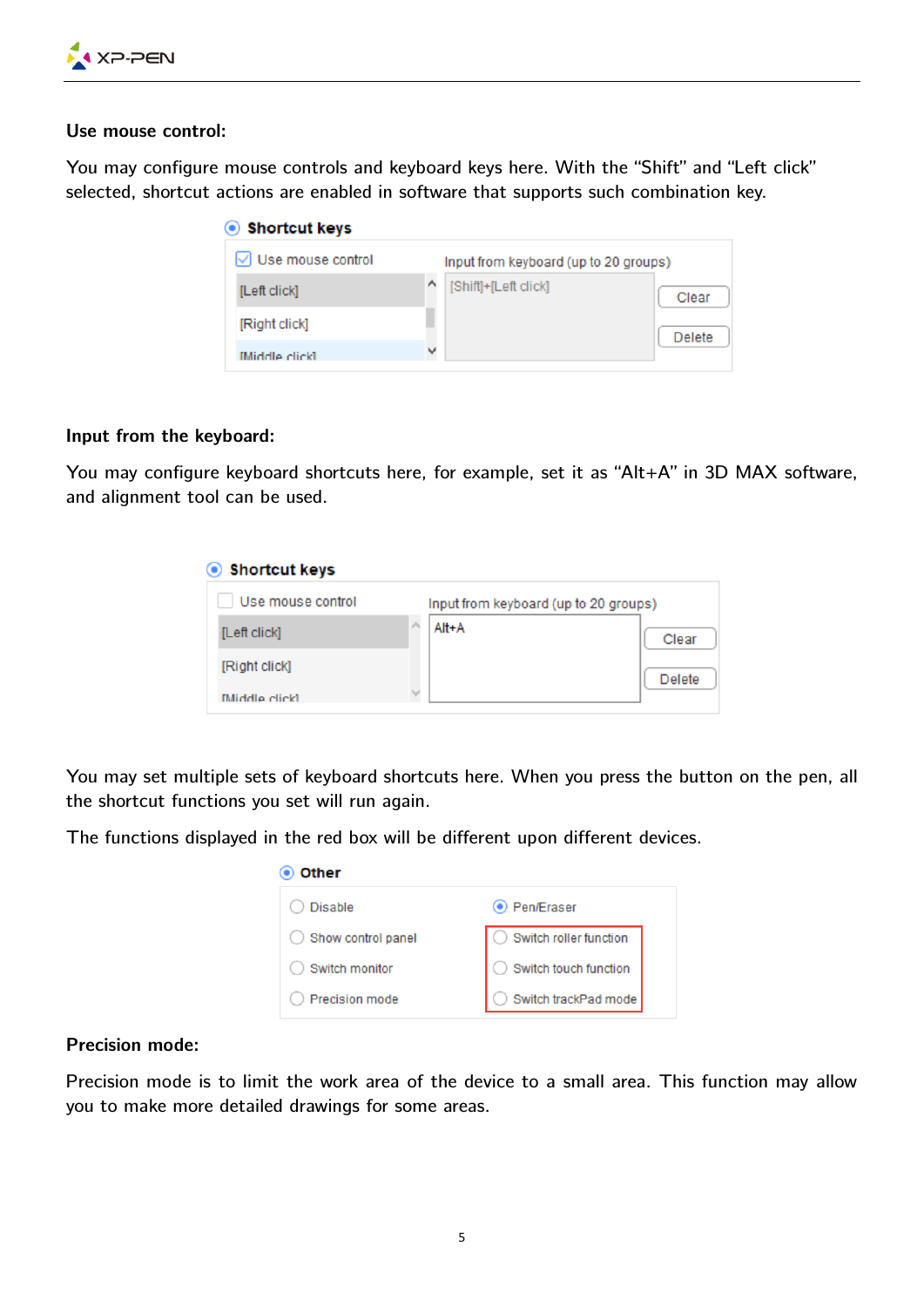### Use mouse control:

You may configure mouse controls and keyboard keys here. With the "Shift" and "Left click" selected, shortcut actions are enabled in software that supports such combination key.

### Input from the keyboard:

You may configure keyboard shortcuts here, for example, set it as "Alt+A" in 3D MAX software, and alignment tool can be used.

You may set multiple sets of keyboard shortcuts here. When you press the button on the pen, all the shortcut functions you set will run again.

The functions displayed in the red box will be different upon different devices.

### Precision mode:

Precision mode is to limit the work area of the device to a small area. This function may allow you to make more detailed drawings for some areas.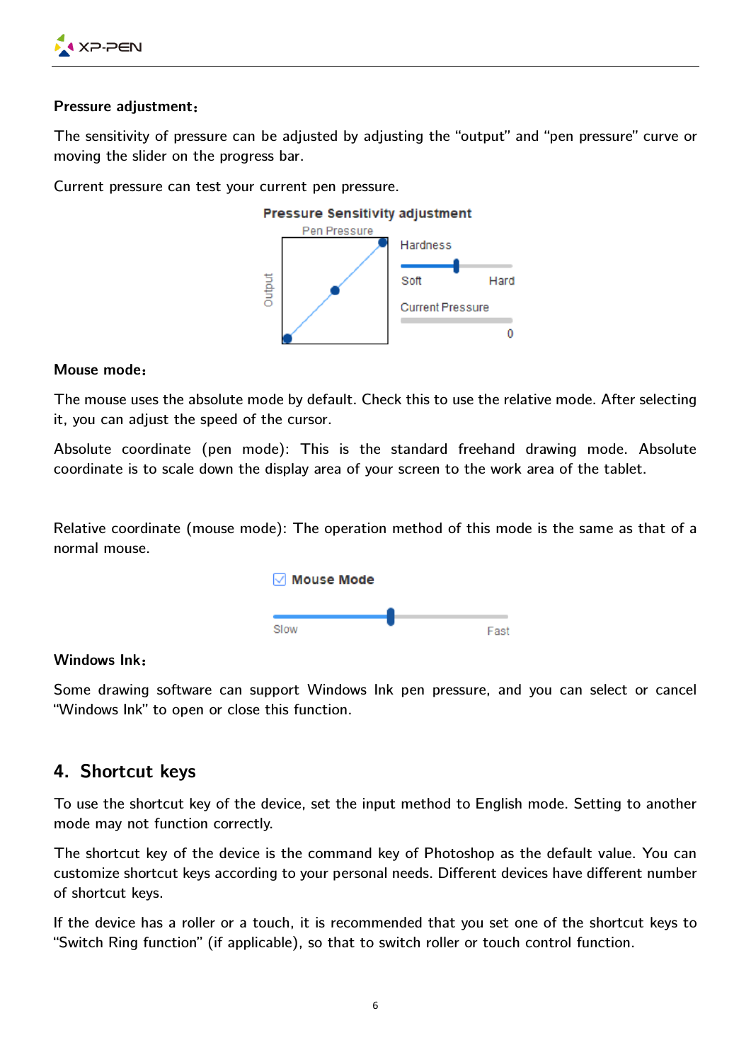**Pressure adjustment：**

The sensitivity of pressure can be adjusted by adjusting the “output” and “pen pressure” curve or moving the slider on the progress bar.

Current pressure can test your current pen pressure.

**Pressure Sensitivity adjustment**

Pen Pressure

Output

Hardness

Soft Hard

Current Pressure

0

**Mouse mode：**

The mouse uses the absolute mode by default. Check this to use the relative mode. After selecting it, you can adjust the speed of the cursor.

Absolute coordinate (pen mode): This is the standard freehand drawing mode. Absolute coordinate is to scale down the display area of your screen to the work area of the tablet.

Relative coordinate (mouse mode): The operation method of this mode is the same as that of a normal mouse.

**Mouse Mode**

Slow Fast

**Windows Ink：**

Some drawing software can support Windows Ink pen pressure, and you can select or cancel “Windows Ink” to open or close this function.

## 4. Shortcut keys

To use the shortcut key of the device, set the input method to English mode. Setting to another mode may not function correctly.

The shortcut key of the device is the command key of Photoshop as the default value. You can customize shortcut keys according to your personal needs. Different devices have different number of shortcut keys.

If the device has a roller or a touch, it is recommended that you set one of the shortcut keys to “Switch Ring function” (if applicable), so that to switch roller or touch control function.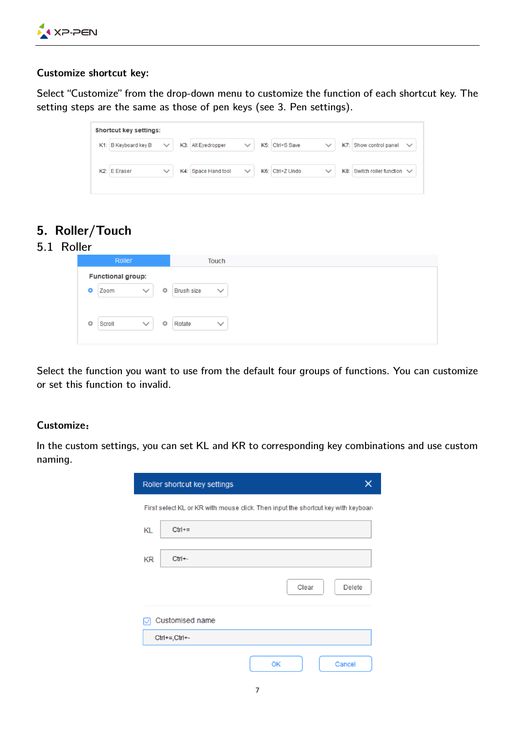**Customize shortcut key:**

Select "Customize" from the drop-down menu to customize the function of each shortcut key. The setting steps are the same as those of pen keys (see 3. Pen settings).

**Shortcut key settings:**

| K1: B Keyboard key B | K3: Alt Eyedropper | K5: Ctrl+S Save | K7: Show control panel |
|---|---|---|---|
| K2: E Eraser | K4: Space Hand tool | K6: Ctrl+Z Undo | K8: Switch roller function |

## 5. Roller/Touch

### 5.1 Roller

Roller | Touch

**Functional group:**

- Zoom
- Brush size
- Scroll
- Rotate

Select the function you want to use from the default four groups of functions. You can customize or set this function to invalid.

**Customize:**

In the custom settings, you can set KL and KR to corresponding key combinations and use custom naming.

Roller shortcut key settings

First select KL or KR with mouse click. Then input the shortcut key with keyboar

KL: Ctrl+=

KR: Ctrl+-

Clear | Delete

☑ Customised name

Ctrl+=,Ctrl+-

OK | Cancel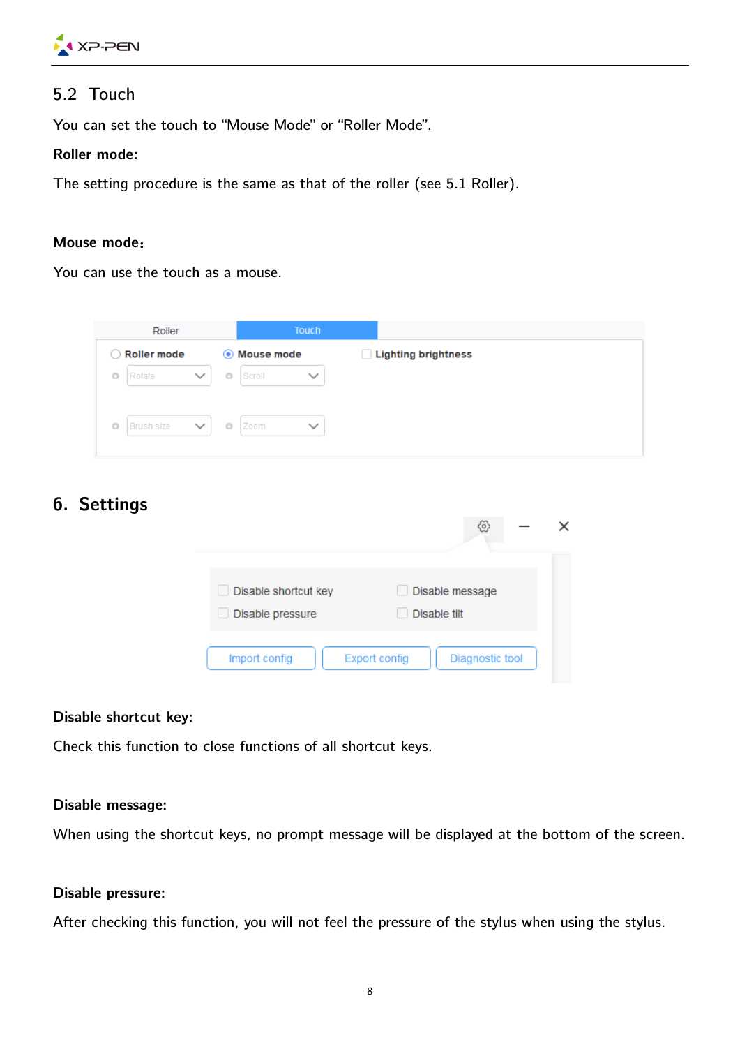## 5.2 Touch

You can set the touch to "Mouse Mode" or "Roller Mode".

**Roller mode:**

The setting procedure is the same as that of the roller (see 5.1 Roller).

**Mouse mode:**

You can use the touch as a mouse.

# 6. Settings

**Disable shortcut key:**

Check this function to close functions of all shortcut keys.

**Disable message:**

When using the shortcut keys, no prompt message will be displayed at the bottom of the screen.

**Disable pressure:**

After checking this function, you will not feel the pressure of the stylus when using the stylus.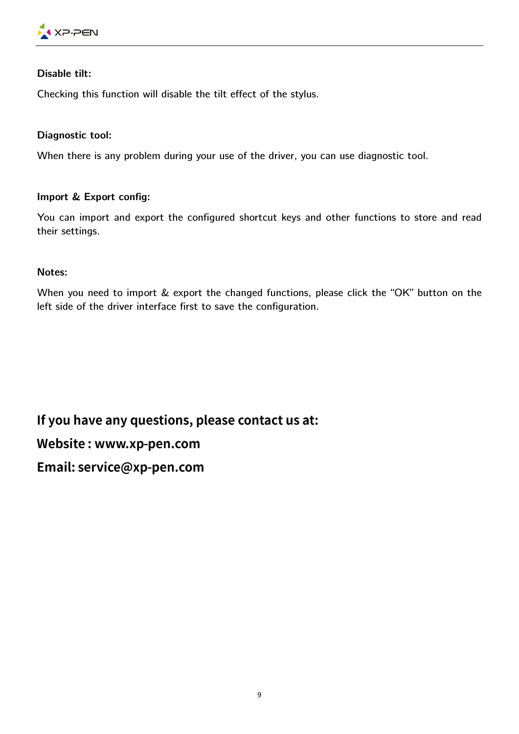**Disable tilt:**

Checking this function will disable the tilt effect of the stylus.

**Diagnostic tool:**

When there is any problem during your use of the driver, you can use diagnostic tool.

**Import & Export config:**

You can import and export the configured shortcut keys and other functions to store and read their settings.

**Notes:**

When you need to import & export the changed functions, please click the “OK” button on the left side of the driver interface first to save the configuration.

**If you have any questions, please contact us at:**

**Website : www.xp-pen.com**

**Email: service@xp-pen.com**